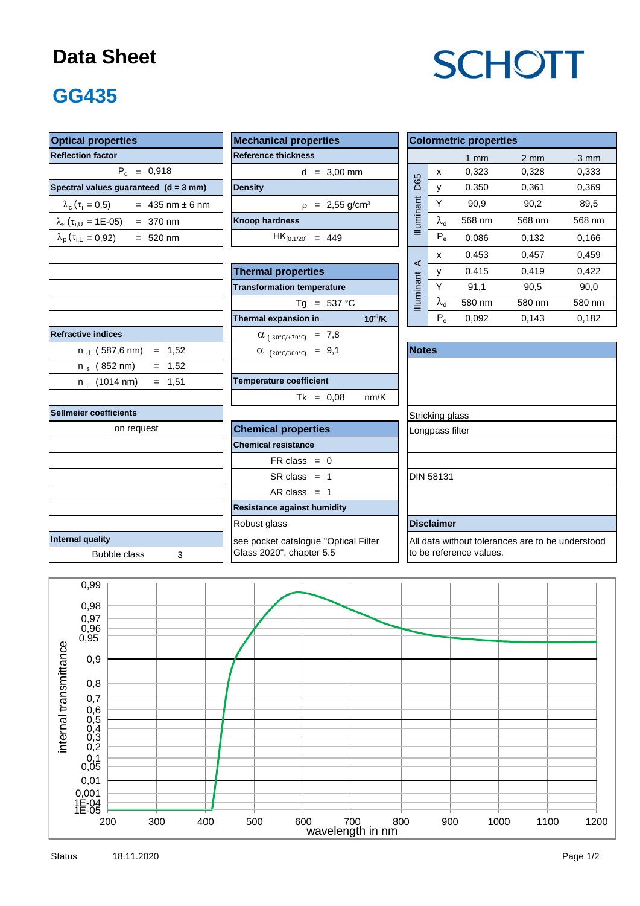# Data Sheet

SCHOTT

## GG435

### Optical properties

| Optical properties | |
|---|---|
| **Reflection factor** | |
| $P_d$ = 0,918 | |
| **Spectral values guaranteed (d = 3 mm)** | |
| $\lambda_c$ ($\tau_i$ = 0,5) | = 435 nm ± 6 nm |
| $\lambda_s$ ($\tau_{i,U}$ = 1E-05) | = 370 nm |
| $\lambda_p$ ($\tau_{i,L}$ = 0,92) | = 520 nm |
| **Refractive indices** | |
| $n_d$ (587,6 nm) | = 1,52 |
| $n_s$ (852 nm) | = 1,52 |
| $n_t$ (1014 nm) | = 1,51 |
| **Sellmeier coefficients** | |
| on request | |
| **Internal quality** | |
| Bubble class | 3 |

### Mechanical properties

| Mechanical properties | |
|---|---|
| **Reference thickness** | |
| d = 3,00 mm | |
| **Density** | |
| $\rho$ = 2,55 g/cm³ | |
| **Knoop hardness** | |
| $HK_{[0.1/20]}$ = 449 | |

### Thermal properties

| Thermal properties | |
|---|---|
| **Transformation temperature** | |
| Tg = 537 °C | |
| **Thermal expansion in** | $10^{-6}$/K |
| $\alpha_{(-30°C/+70°C)}$ = 7,8 | |
| $\alpha_{(20°C/300°C)}$ = 9,1 | |
| **Temperature coefficient** | |
| Tk = 0,08 | nm/K |

### Chemical properties

| Chemical properties |
|---|
| **Chemical resistance** |
| FR class = 0 |
| SR class = 1 |
| AR class = 1 |
| **Resistance against humidity** |
| Robust glass |
| see pocket catalogue "Optical Filter Glass 2020", chapter 5.5 |

### Colormetric properties

| | | 1 mm | 2 mm | 3 mm |
|---|---|---|---|---|
| Illuminant D65 | x | 0,323 | 0,328 | 0,333 |
| | y | 0,350 | 0,361 | 0,369 |
| | Y | 90,9 | 90,2 | 89,5 |
| | $\lambda_d$ | 568 nm | 568 nm | 568 nm |
| | $P_e$ | 0,086 | 0,132 | 0,166 |
| Illuminant A | x | 0,453 | 0,457 | 0,459 |
| | y | 0,415 | 0,419 | 0,422 |
| | Y | 91,1 | 90,5 | 90,0 |
| | $\lambda_d$ | 580 nm | 580 nm | 580 nm |
| | $P_e$ | 0,092 | 0,143 | 0,182 |

### Notes

Stricking glass

Longpass filter

DIN 58131

### Disclaimer

All data without tolerances are to be understood to be reference values.

Status 18.11.2020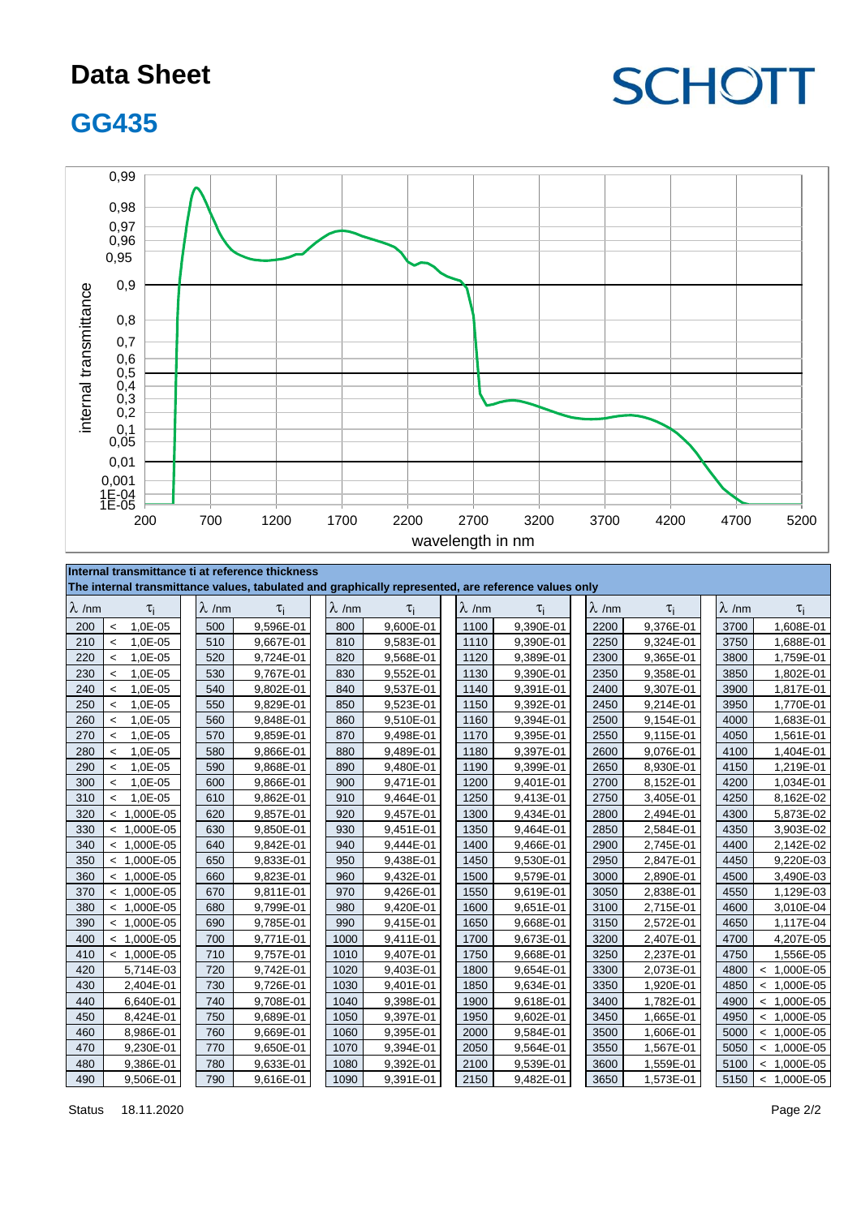# Data Sheet

SCHOTT

## GG435

0,99
0,98
0,97
0,96
0,95
0,9
0,8
0,7
0,6
0,5
0,4
0,3
0,2
0,1
0,05
0,01
0,001
1E-04
1E-05

internal transmittance

200 700 1200 1700 2200 2700 3200 3700 4200 4700 5200

wavelength in nm

**Internal transmittance ti at reference thickness**

**The internal transmittance values, tabulated and graphically represented, are reference values only**

| λ /nm | $\tau_i$ | λ /nm | $\tau_i$ | λ /nm | $\tau_i$ | λ /nm | $\tau_i$ | λ /nm | $\tau_i$ | λ /nm | $\tau_i$ |
|---|---|---|---|---|---|---|---|---|---|---|---|
| 200 | < 1,0E-05 | 500 | 9,596E-01 | 800 | 9,600E-01 | 1100 | 9,390E-01 | 2200 | 9,376E-01 | 3700 | 1,608E-01 |
| 210 | < 1,0E-05 | 510 | 9,667E-01 | 810 | 9,583E-01 | 1110 | 9,390E-01 | 2250 | 9,324E-01 | 3750 | 1,688E-01 |
| 220 | < 1,0E-05 | 520 | 9,724E-01 | 820 | 9,568E-01 | 1120 | 9,389E-01 | 2300 | 9,365E-01 | 3800 | 1,759E-01 |
| 230 | < 1,0E-05 | 530 | 9,767E-01 | 830 | 9,552E-01 | 1130 | 9,390E-01 | 2350 | 9,358E-01 | 3850 | 1,802E-01 |
| 240 | < 1,0E-05 | 540 | 9,802E-01 | 840 | 9,537E-01 | 1140 | 9,391E-01 | 2400 | 9,307E-01 | 3900 | 1,817E-01 |
| 250 | < 1,0E-05 | 550 | 9,829E-01 | 850 | 9,523E-01 | 1150 | 9,392E-01 | 2450 | 9,214E-01 | 3950 | 1,770E-01 |
| 260 | < 1,0E-05 | 560 | 9,848E-01 | 860 | 9,510E-01 | 1160 | 9,394E-01 | 2500 | 9,154E-01 | 4000 | 1,683E-01 |
| 270 | < 1,0E-05 | 570 | 9,859E-01 | 870 | 9,498E-01 | 1170 | 9,395E-01 | 2550 | 9,115E-01 | 4050 | 1,561E-01 |
| 280 | < 1,0E-05 | 580 | 9,866E-01 | 880 | 9,489E-01 | 1180 | 9,397E-01 | 2600 | 9,076E-01 | 4100 | 1,404E-01 |
| 290 | < 1,0E-05 | 590 | 9,868E-01 | 890 | 9,480E-01 | 1190 | 9,399E-01 | 2650 | 8,930E-01 | 4150 | 1,219E-01 |
| 300 | < 1,0E-05 | 600 | 9,866E-01 | 900 | 9,471E-01 | 1200 | 9,401E-01 | 2700 | 8,152E-01 | 4200 | 1,034E-01 |
| 310 | < 1,0E-05 | 610 | 9,862E-01 | 910 | 9,464E-01 | 1250 | 9,413E-01 | 2750 | 3,405E-01 | 4250 | 8,162E-02 |
| 320 | < 1,000E-05 | 620 | 9,857E-01 | 920 | 9,457E-01 | 1300 | 9,434E-01 | 2800 | 2,494E-01 | 4300 | 5,873E-02 |
| 330 | < 1,000E-05 | 630 | 9,850E-01 | 930 | 9,451E-01 | 1350 | 9,464E-01 | 2850 | 2,584E-01 | 4350 | 3,903E-02 |
| 340 | < 1,000E-05 | 640 | 9,842E-01 | 940 | 9,444E-01 | 1400 | 9,466E-01 | 2900 | 2,745E-01 | 4400 | 2,142E-02 |
| 350 | < 1,000E-05 | 650 | 9,833E-01 | 950 | 9,438E-01 | 1450 | 9,530E-01 | 2950 | 2,847E-01 | 4450 | 9,220E-03 |
| 360 | < 1,000E-05 | 660 | 9,823E-01 | 960 | 9,432E-01 | 1500 | 9,579E-01 | 3000 | 2,890E-01 | 4500 | 3,490E-03 |
| 370 | < 1,000E-05 | 670 | 9,811E-01 | 970 | 9,426E-01 | 1550 | 9,619E-01 | 3050 | 2,838E-01 | 4550 | 1,129E-03 |
| 380 | < 1,000E-05 | 680 | 9,799E-01 | 980 | 9,420E-01 | 1600 | 9,651E-01 | 3100 | 2,715E-01 | 4600 | 3,010E-04 |
| 390 | < 1,000E-05 | 690 | 9,785E-01 | 990 | 9,415E-01 | 1650 | 9,668E-01 | 3150 | 2,572E-01 | 4650 | 1,117E-04 |
| 400 | < 1,000E-05 | 700 | 9,771E-01 | 1000 | 9,411E-01 | 1700 | 9,673E-01 | 3200 | 2,407E-01 | 4700 | 4,207E-05 |
| 410 | < 1,000E-05 | 710 | 9,757E-01 | 1010 | 9,407E-01 | 1750 | 9,668E-01 | 3250 | 2,237E-01 | 4750 | 1,556E-05 |
| 420 | 5,714E-03 | 720 | 9,742E-01 | 1020 | 9,403E-01 | 1800 | 9,654E-01 | 3300 | 2,073E-01 | 4800 | < 1,000E-05 |
| 430 | 2,404E-01 | 730 | 9,726E-01 | 1030 | 9,401E-01 | 1850 | 9,634E-01 | 3350 | 1,920E-01 | 4850 | < 1,000E-05 |
| 440 | 6,640E-01 | 740 | 9,708E-01 | 1040 | 9,398E-01 | 1900 | 9,618E-01 | 3400 | 1,782E-01 | 4900 | < 1,000E-05 |
| 450 | 8,424E-01 | 750 | 9,689E-01 | 1050 | 9,397E-01 | 1950 | 9,602E-01 | 3450 | 1,665E-01 | 4950 | < 1,000E-05 |
| 460 | 8,986E-01 | 760 | 9,669E-01 | 1060 | 9,395E-01 | 2000 | 9,584E-01 | 3500 | 1,606E-01 | 5000 | < 1,000E-05 |
| 470 | 9,230E-01 | 770 | 9,650E-01 | 1070 | 9,394E-01 | 2050 | 9,564E-01 | 3550 | 1,567E-01 | 5050 | < 1,000E-05 |
| 480 | 9,386E-01 | 780 | 9,633E-01 | 1080 | 9,392E-01 | 2100 | 9,539E-01 | 3600 | 1,559E-01 | 5100 | < 1,000E-05 |
| 490 | 9,506E-01 | 790 | 9,616E-01 | 1090 | 9,391E-01 | 2150 | 9,482E-01 | 3650 | 1,573E-01 | 5150 | < 1,000E-05 |

Status 18.11.2020